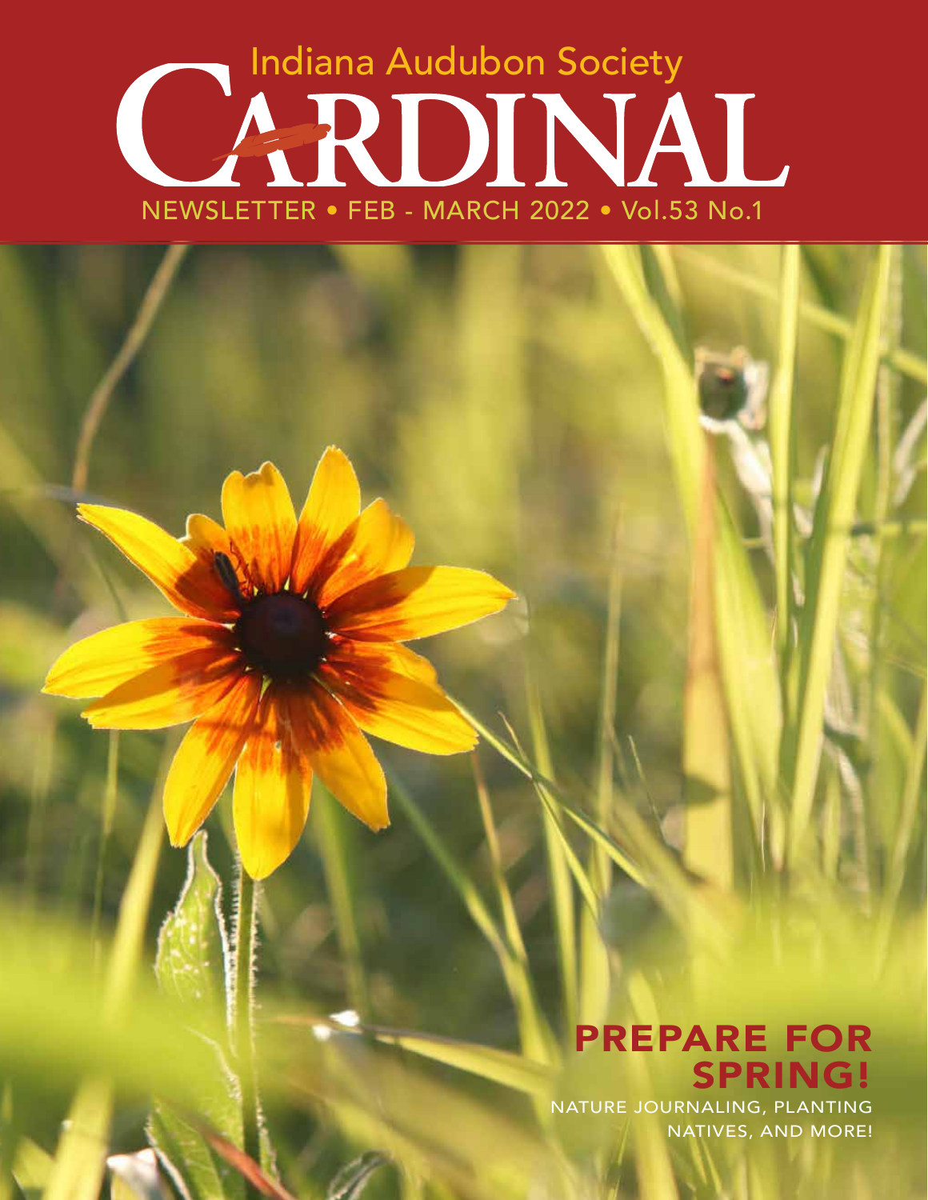Indana Audubon Society

# CARDINAL

NEWSLETTER • FEB - MARCH 2022 • Vol.53 No.1

## PREPARE FOR SPRING!

NATURE JOURNALING, PLANTING NATIVES, AND MORE!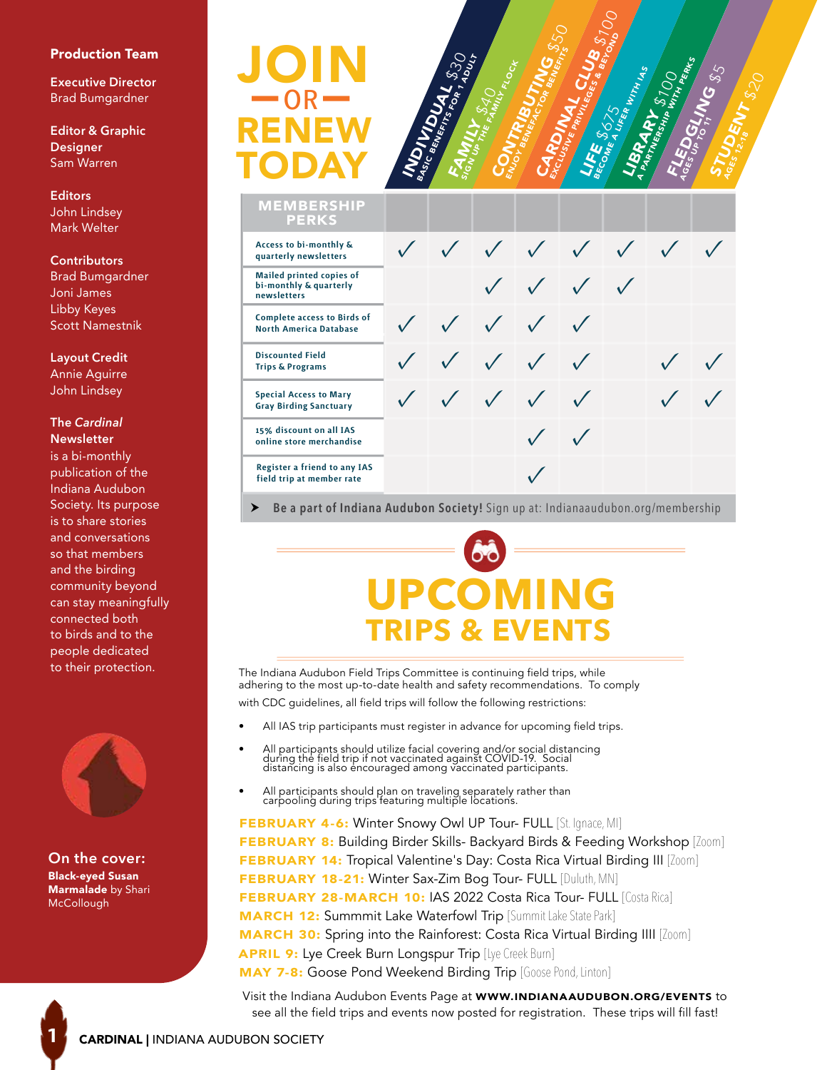**Production Team**

**Executive Director**
Brad Bumgardner

**Editor & Graphic Designer**
Sam Warren

**Editors**
John Lindsey
Mark Welter

**Contributors**
Brad Bumgardner
Joni James
Libby Keyes
Scott Namestnik

**Layout Credit**
Annie Aguirre
John Lindsey

**The *Cardinal* Newsletter**
is a bi-monthly publication of the Indiana Audubon Society. Its purpose is to share stories and conversations so that members and the birding community beyond can stay meaningfully connected both to birds and to the people dedicated to their protection.

**On the cover:**
**Black-eyed Susan Marmalade** by Shari McCollough

# JOIN — OR — RENEW TODAY

| MEMBERSHIP PERKS | INDIVIDUAL $30 Basic benefits for 1 adult | FAMILY $40 Sign up the family flock | CONTRIBUTING $50 Enjoy benefactor benefits | CARDINAL CLUB $100 Exclusive privileges & beyond | LIFE $675 Become a lifer with IAS | LIBRARY $100 A partnership with perks | FLEDGLING $5 Ages up to 11 | STUDENT $20 Ages 12-18 |
|---|---|---|---|---|---|---|---|---|
| Access to bi-monthly & quarterly newsletters | ✓ | ✓ | ✓ | ✓ | ✓ | ✓ | ✓ | ✓ |
| Mailed printed copies of bi-monthly & quarterly newsletters | | | ✓ | ✓ | ✓ | ✓ | | |
| Complete access to Birds of North America Database | ✓ | ✓ | ✓ | ✓ | ✓ | | | |
| Discounted Field Trips & Programs | ✓ | ✓ | ✓ | ✓ | ✓ | | ✓ | ✓ |
| Special Access to Mary Gray Birding Sanctuary | ✓ | ✓ | ✓ | ✓ | ✓ | | ✓ | ✓ |
| 15% discount on all IAS online store merchandise | | | | ✓ | ✓ | | | |
| Register a friend to any IAS field trip at member rate | | | | ✓ | | | | |

➤ **Be a part of Indiana Audubon Society!** Sign up at: Indianaaudubon.org/membership

# UPCOMING TRIPS & EVENTS

The Indiana Audubon Field Trips Committee is continuing field trips, while adhering to the most up-to-date health and safety recommendations. To comply with CDC guidelines, all field trips will follow the following restrictions:

- All IAS trip participants must register in advance for upcoming field trips.
- All participants should utilize facial covering and/or social distancing during the field trip if not vaccinated against COVID-19. Social distancing is also encouraged among vaccinated participants.
- All participants should plan on traveling separately rather than carpooling during trips featuring multiple locations.

**FEBRUARY 4-6:** Winter Snowy Owl UP Tour- FULL [St. Ignace, MI]
**FEBRUARY 8:** Building Birder Skills- Backyard Birds & Feeding Workshop [Zoom]
**FEBRUARY 14:** Tropical Valentine's Day: Costa Rica Virtual Birding III [Zoom]
**FEBRUARY 18-21:** Winter Sax-Zim Bog Tour- FULL [Duluth, MN]
**FEBRUARY 28-MARCH 10:** IAS 2022 Costa Rica Tour- FULL [Costa Rica]
**MARCH 12:** Summmit Lake Waterfowl Trip [Summit Lake State Park]
**MARCH 30:** Spring into the Rainforest: Costa Rica Virtual Birding IIII [Zoom]
**APRIL 9:** Lye Creek Burn Longspur Trip [Lye Creek Burn]
**MAY 7-8:** Goose Pond Weekend Birding Trip [Goose Pond, Linton]

Visit the Indiana Audubon Events Page at **WWW.INDIANAAUDUBON.ORG/EVENTS** to see all the field trips and events now posted for registration. These trips will fill fast!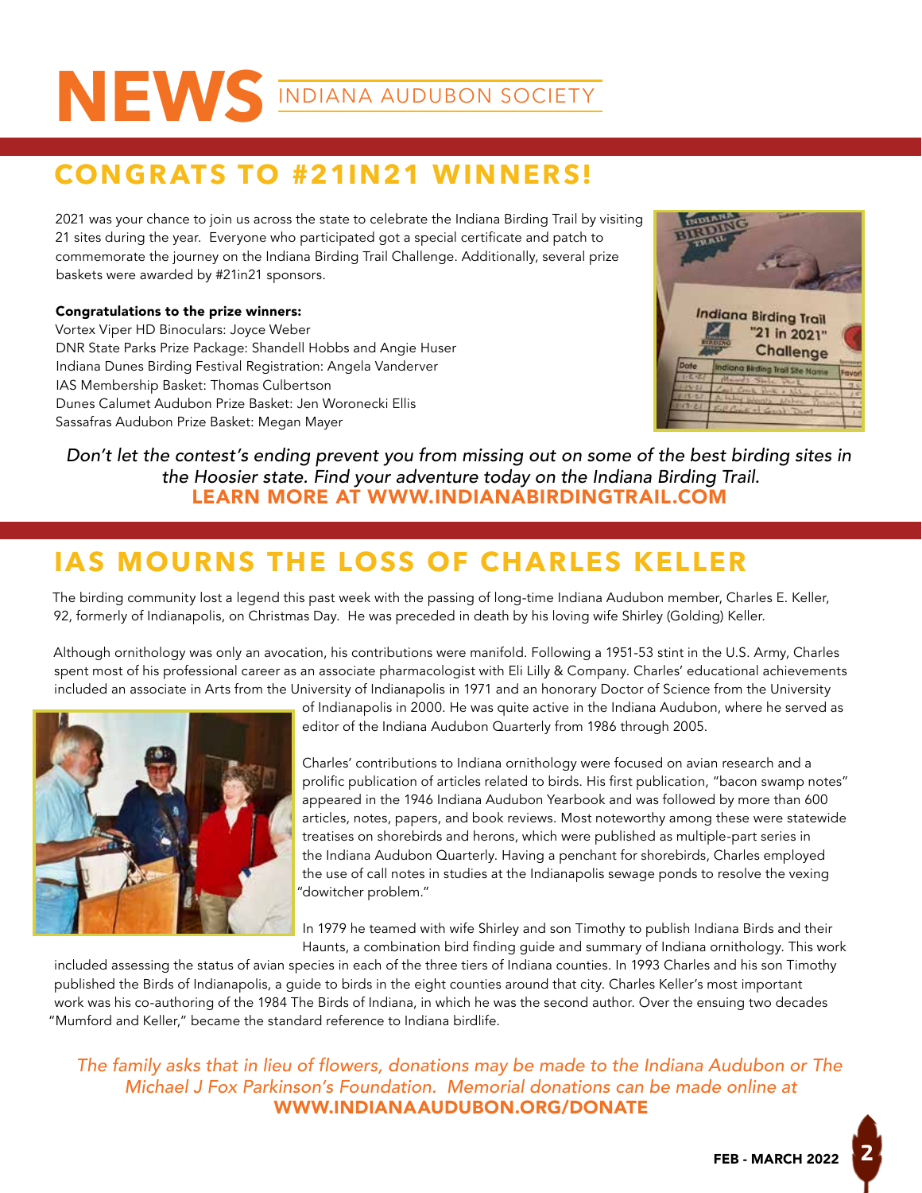# NEWS INDIANA AUDUBON SOCIETY

## CONGRATS TO #21IN21 WINNERS!

2021 was your chance to join us across the state to celebrate the Indiana Birding Trail by visiting 21 sites during the year. Everyone who participated got a special certificate and patch to commemorate the journey on the Indiana Birding Trail Challenge. Additionally, several prize baskets were awarded by #21in21 sponsors.

**Congratulations to the prize winners:**
Vortex Viper HD Binoculars: Joyce Weber
DNR State Parks Prize Package: Shandell Hobbs and Angie Huser
Indiana Dunes Birding Festival Registration: Angela Vanderver
IAS Membership Basket: Thomas Culbertson
Dunes Calumet Audubon Prize Basket: Jen Woronecki Ellis
Sassafras Audubon Prize Basket: Megan Mayer

*Don't let the contest's ending prevent you from missing out on some of the best birding sites in the Hoosier state. Find your adventure today on the Indiana Birding Trail.*
**LEARN MORE AT WWW.INDIANABIRDINGTRAIL.COM**

## IAS MOURNS THE LOSS OF CHARLES KELLER

The birding community lost a legend this past week with the passing of long-time Indiana Audubon member, Charles E. Keller, 92, formerly of Indianapolis, on Christmas Day. He was preceded in death by his loving wife Shirley (Golding) Keller.

Although ornithology was only an avocation, his contributions were manifold. Following a 1951-53 stint in the U.S. Army, Charles spent most of his professional career as an associate pharmacologist with Eli Lilly & Company. Charles' educational achievements included an associate in Arts from the University of Indianapolis in 1971 and an honorary Doctor of Science from the University of Indianapolis in 2000. He was quite active in the Indiana Audubon, where he served as editor of the Indiana Audubon Quarterly from 1986 through 2005.

Charles' contributions to Indiana ornithology were focused on avian research and a prolific publication of articles related to birds. His first publication, "bacon swamp notes" appeared in the 1946 Indiana Audubon Yearbook and was followed by more than 600 articles, notes, papers, and book reviews. Most noteworthy among these were statewide treatises on shorebirds and herons, which were published as multiple-part series in the Indiana Audubon Quarterly. Having a penchant for shorebirds, Charles employed the use of call notes in studies at the Indianapolis sewage ponds to resolve the vexing "dowitcher problem."

In 1979 he teamed with wife Shirley and son Timothy to publish Indiana Birds and their Haunts, a combination bird finding guide and summary of Indiana ornithology. This work included assessing the status of avian species in each of the three tiers of Indiana counties. In 1993 Charles and his son Timothy published the Birds of Indianapolis, a guide to birds in the eight counties around that city. Charles Keller's most important work was his co-authoring of the 1984 The Birds of Indiana, in which he was the second author. Over the ensuing two decades "Mumford and Keller," became the standard reference to Indiana birdlife.

*The family asks that in lieu of flowers, donations may be made to the Indiana Audubon or The Michael J Fox Parkinson's Foundation. Memorial donations can be made online at*
**WWW.INDIANAAUDUBON.ORG/DONATE**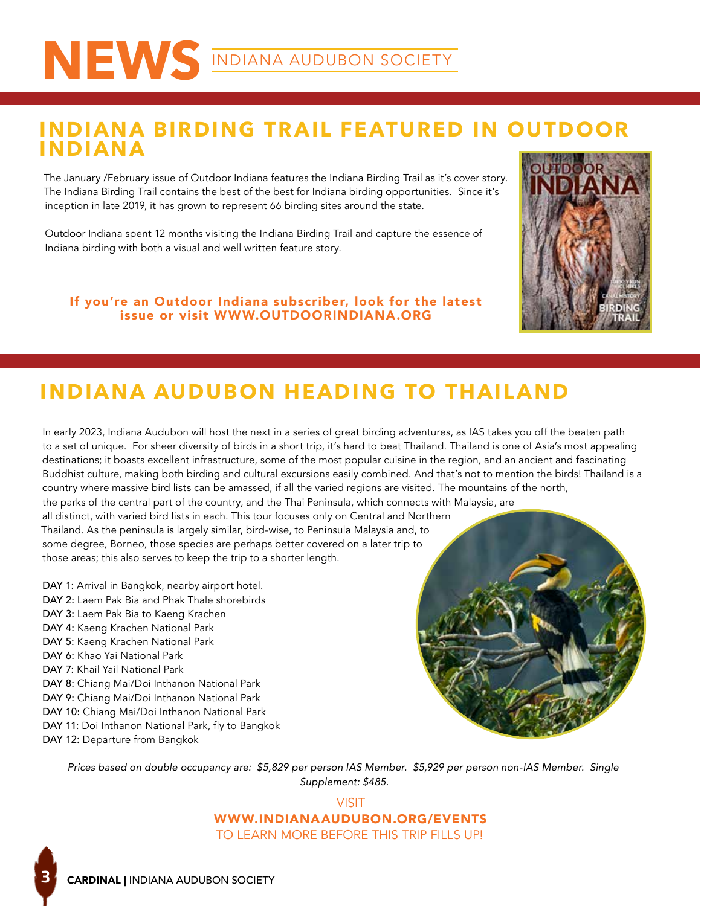# NEWS INDIANA AUDUBON SOCIETY

## INDIANA BIRDING TRAIL FEATURED IN OUTDOOR INDIANA

The January /February issue of Outdoor Indiana features the Indiana Birding Trail as it's cover story. The Indiana Birding Trail contains the best of the best for Indiana birding opportunities. Since it's inception in late 2019, it has grown to represent 66 birding sites around the state.

Outdoor Indiana spent 12 months visiting the Indiana Birding Trail and capture the essence of Indiana birding with both a visual and well written feature story.

**If you're an Outdoor Indiana subscriber, look for the latest issue or visit WWW.OUTDOORINDIANA.ORG**

## INDIANA AUDUBON HEADING TO THAILAND

In early 2023, Indiana Audubon will host the next in a series of great birding adventures, as IAS takes you off the beaten path to a set of unique. For sheer diversity of birds in a short trip, it's hard to beat Thailand. Thailand is one of Asia's most appealing destinations; it boasts excellent infrastructure, some of the most popular cuisine in the region, and an ancient and fascinating Buddhist culture, making both birding and cultural excursions easily combined. And that's not to mention the birds! Thailand is a country where massive bird lists can be amassed, if all the varied regions are visited. The mountains of the north, the parks of the central part of the country, and the Thai Peninsula, which connects with Malaysia, are all distinct, with varied bird lists in each. This tour focuses only on Central and Northern Thailand. As the peninsula is largely similar, bird-wise, to Peninsula Malaysia and, to some degree, Borneo, those species are perhaps better covered on a later trip to those areas; this also serves to keep the trip to a shorter length.

**DAY 1:** Arrival in Bangkok, nearby airport hotel.
**DAY 2:** Laem Pak Bia and Phak Thale shorebirds
**DAY 3:** Laem Pak Bia to Kaeng Krachen
**DAY 4:** Kaeng Krachen National Park
**DAY 5:** Kaeng Krachen National Park
**DAY 6:** Khao Yai National Park
**DAY 7:** Khail Yail National Park
**DAY 8:** Chiang Mai/Doi Inthanon National Park
**DAY 9:** Chiang Mai/Doi Inthanon National Park
**DAY 10:** Chiang Mai/Doi Inthanon National Park
**DAY 11:** Doi Inthanon National Park, fly to Bangkok
**DAY 12:** Departure from Bangkok

*Prices based on double occupancy are: $5,829 per person IAS Member. $5,929 per person non-IAS Member. Single Supplement: $485.*

VISIT
**WWW.INDIANAAUDUBON.ORG/EVENTS**
TO LEARN MORE BEFORE THIS TRIP FILLS UP!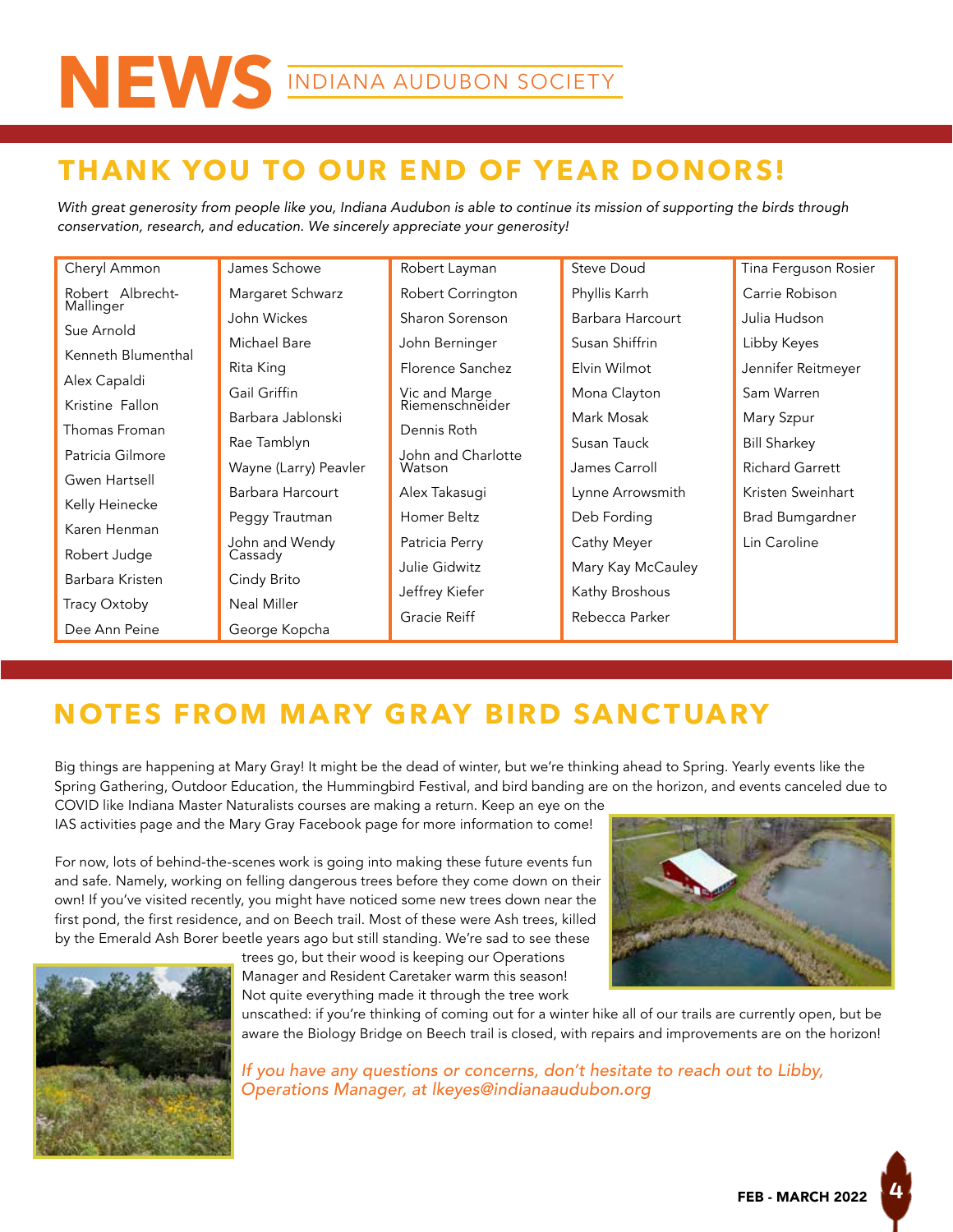# NEWS INDIANA AUDUBON SOCIETY

## THANK YOU TO OUR END OF YEAR DONORS!

*With great generosity from people like you, Indiana Audubon is able to continue its mission of supporting the birds through conservation, research, and education. We sincerely appreciate your generosity!*

| | | | | |
|---|---|---|---|---|
| Cheryl Ammon | James Schowe | Robert Layman | Steve Doud | Tina Ferguson Rosier |
| Robert Albrecht-Mallinger | Margaret Schwarz | Robert Corrington | Phyllis Karrh | Carrie Robison |
| Sue Arnold | John Wickes | Sharon Sorenson | Barbara Harcourt | Julia Hudson |
| Kenneth Blumenthal | Michael Bare | John Berninger | Susan Shiffrin | Libby Keyes |
| Alex Capaldi | Rita King | Florence Sanchez | Elvin Wilmot | Jennifer Reitmeyer |
| Kristine Fallon | Gail Griffin | Vic and Marge Riemenschneider | Mona Clayton | Sam Warren |
| Thomas Froman | Barbara Jablonski | Dennis Roth | Mark Mosak | Mary Szpur |
| Patricia Gilmore | Rae Tamblyn | John and Charlotte Watson | Susan Tauck | Bill Sharkey |
| Gwen Hartsell | Wayne (Larry) Peavler | Alex Takasugi | James Carroll | Richard Garrett |
| Kelly Heinecke | Barbara Harcourt | Homer Beltz | Lynne Arrowsmith | Kristen Sweinhart |
| Karen Henman | Peggy Trautman | Patricia Perry | Deb Fording | Brad Bumgardner |
| Robert Judge | John and Wendy Cassady | Julie Gidwitz | Cathy Meyer | Lin Caroline |
| Barbara Kristen | Cindy Brito | Jeffrey Kiefer | Mary Kay McCauley | |
| Tracy Oxtoby | Neal Miller | Gracie Reiff | Kathy Broshous | |
| Dee Ann Peine | George Kopcha | | Rebecca Parker | |

## NOTES FROM MARY GRAY BIRD SANCTUARY

Big things are happening at Mary Gray! It might be the dead of winter, but we're thinking ahead to Spring. Yearly events like the Spring Gathering, Outdoor Education, the Hummingbird Festival, and bird banding are on the horizon, and events canceled due to COVID like Indiana Master Naturalists courses are making a return. Keep an eye on the IAS activities page and the Mary Gray Facebook page for more information to come!

For now, lots of behind-the-scenes work is going into making these future events fun and safe. Namely, working on felling dangerous trees before they come down on their own! If you've visited recently, you might have noticed some new trees down near the first pond, the first residence, and on Beech trail. Most of these were Ash trees, killed by the Emerald Ash Borer beetle years ago but still standing. We're sad to see these trees go, but their wood is keeping our Operations Manager and Resident Caretaker warm this season! Not quite everything made it through the tree work unscathed: if you're thinking of coming out for a winter hike all of our trails are currently open, but be aware the Biology Bridge on Beech trail is closed, with repairs and improvements are on the horizon!

*If you have any questions or concerns, don't hesitate to reach out to Libby, Operations Manager, at lkeyes@indianaaudubon.org*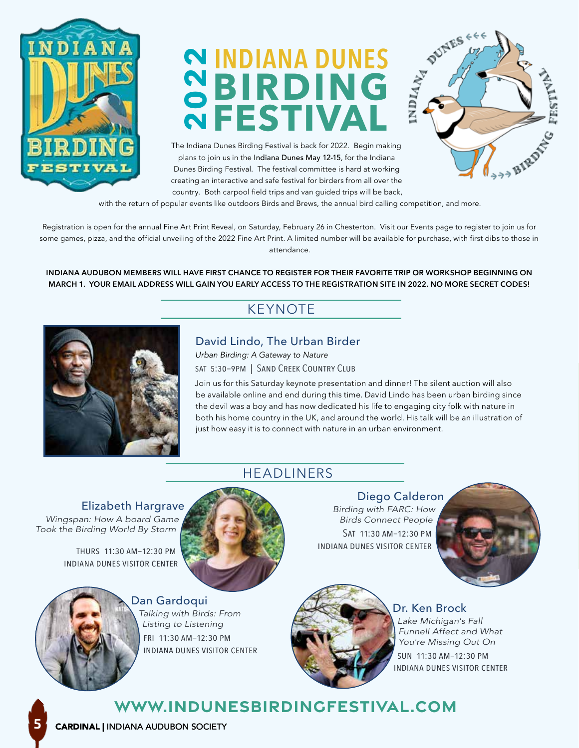# 2022 INDIANA DUNES BIRDING FESTIVAL

The Indiana Dunes Birding Festival is back for 2022. Begin making plans to join us in the Indiana Dunes May 12-15, for the Indiana Dunes Birding Festival. The festival committee is hard at working creating an interactive and safe festival for birders from all over the country. Both carpool field trips and van guided trips will be back, with the return of popular events like outdoors Birds and Brews, the annual bird calling competition, and more.

Registration is open for the annual Fine Art Print Reveal, on Saturday, February 26 in Chesterton. Visit our Events page to register to join us for some games, pizza, and the official unveiling of the 2022 Fine Art Print. A limited number will be available for purchase, with first dibs to those in attendance.

**INDIANA AUDUBON MEMBERS WILL HAVE FIRST CHANCE TO REGISTER FOR THEIR FAVORITE TRIP OR WORKSHOP BEGINNING ON MARCH 1. YOUR EMAIL ADDRESS WILL GAIN YOU EARLY ACCESS TO THE REGISTRATION SITE IN 2022. NO MORE SECRET CODES!**

## KEYNOTE

### David Lindo, The Urban Birder

*Urban Birding: A Gateway to Nature*

SAT 5:30–9PM | SAND CREEK COUNTRY CLUB

Join us for this Saturday keynote presentation and dinner! The silent auction will also be available online and end during this time. David Lindo has been urban birding since the devil was a boy and has now dedicated his life to engaging city folk with nature in both his home country in the UK, and around the world. His talk will be an illustration of just how easy it is to connect with nature in an urban environment.

## HEADLINERS

### Elizabeth Hargrave

*Wingspan: How A board Game Took the Birding World By Storm*

THURS 11:30 AM–12:30 PM
INDIANA DUNES VISITOR CENTER

### Diego Calderon

*Birding with FARC: How Birds Connect People*

SAT 11:30 AM–12:30 PM
INDIANA DUNES VISITOR CENTER

### Dan Gardoqui

*Talking with Birds: From Listing to Listening*

FRI 11:30 AM–12:30 PM
INDIANA DUNES VISITOR CENTER

### Dr. Ken Brock

*Lake Michigan's Fall Funnell Affect and What You're Missing Out On*

SUN 11:30 AM–12:30 PM
INDIANA DUNES VISITOR CENTER

**WWW.INDUNESBIRDINGFESTIVAL.COM**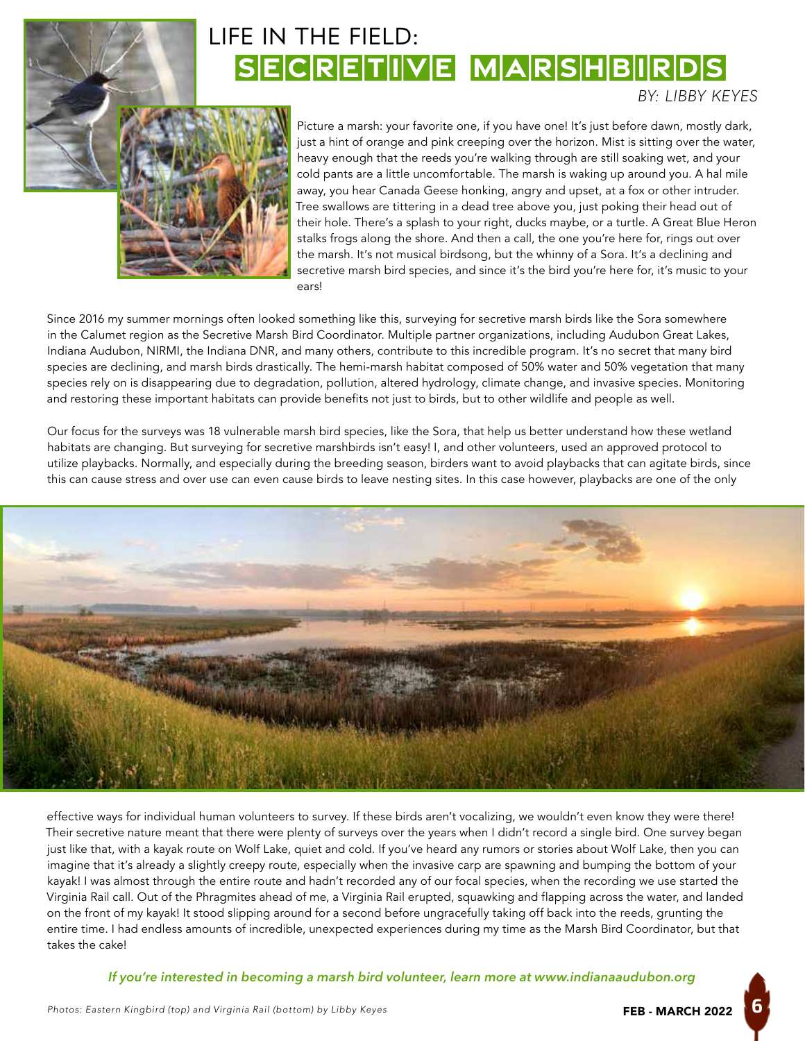# LIFE IN THE FIELD: SECRETIVE MARSHBIRDS

*BY: LIBBY KEYES*

Picture a marsh: your favorite one, if you have one! It's just before dawn, mostly dark, just a hint of orange and pink creeping over the horizon. Mist is sitting over the water, heavy enough that the reeds you're walking through are still soaking wet, and your cold pants are a little uncomfortable. The marsh is waking up around you. A hal mile away, you hear Canada Geese honking, angry and upset, at a fox or other intruder. Tree swallows are tittering in a dead tree above you, just poking their head out of their hole. There's a splash to your right, ducks maybe, or a turtle. A Great Blue Heron stalks frogs along the shore. And then a call, the one you're here for, rings out over the marsh. It's not musical birdsong, but the whinny of a Sora. It's a declining and secretive marsh bird species, and since it's the bird you're here for, it's music to your ears!

Since 2016 my summer mornings often looked something like this, surveying for secretive marsh birds like the Sora somewhere in the Calumet region as the Secretive Marsh Bird Coordinator. Multiple partner organizations, including Audubon Great Lakes, Indiana Audubon, NIRMI, the Indiana DNR, and many others, contribute to this incredible program. It's no secret that many bird species are declining, and marsh birds drastically. The hemi-marsh habitat composed of 50% water and 50% vegetation that many species rely on is disappearing due to degradation, pollution, altered hydrology, climate change, and invasive species. Monitoring and restoring these important habitats can provide benefits not just to birds, but to other wildlife and people as well.

Our focus for the surveys was 18 vulnerable marsh bird species, like the Sora, that help us better understand how these wetland habitats are changing. But surveying for secretive marshbirds isn't easy! I, and other volunteers, used an approved protocol to utilize playbacks. Normally, and especially during the breeding season, birders want to avoid playbacks that can agitate birds, since this can cause stress and over use can even cause birds to leave nesting sites. In this case however, playbacks are one of the only effective ways for individual human volunteers to survey. If these birds aren't vocalizing, we wouldn't even know they were there! Their secretive nature meant that there were plenty of surveys over the years when I didn't record a single bird. One survey began just like that, with a kayak route on Wolf Lake, quiet and cold. If you've heard any rumors or stories about Wolf Lake, then you can imagine that it's already a slightly creepy route, especially when the invasive carp are spawning and bumping the bottom of your kayak! I was almost through the entire route and hadn't recorded any of our focal species, when the recording we use started the Virginia Rail call. Out of the Phragmites ahead of me, a Virginia Rail erupted, squawking and flapping across the water, and landed on the front of my kayak! It stood slipping around for a second before ungracefully taking off back into the reeds, grunting the entire time. I had endless amounts of incredible, unexpected experiences during my time as the Marsh Bird Coordinator, but that takes the cake!

***If you're interested in becoming a marsh bird volunteer, learn more at www.indianaaudubon.org***

*Photos: Eastern Kingbird (top) and Virginia Rail (bottom) by Libby Keyes*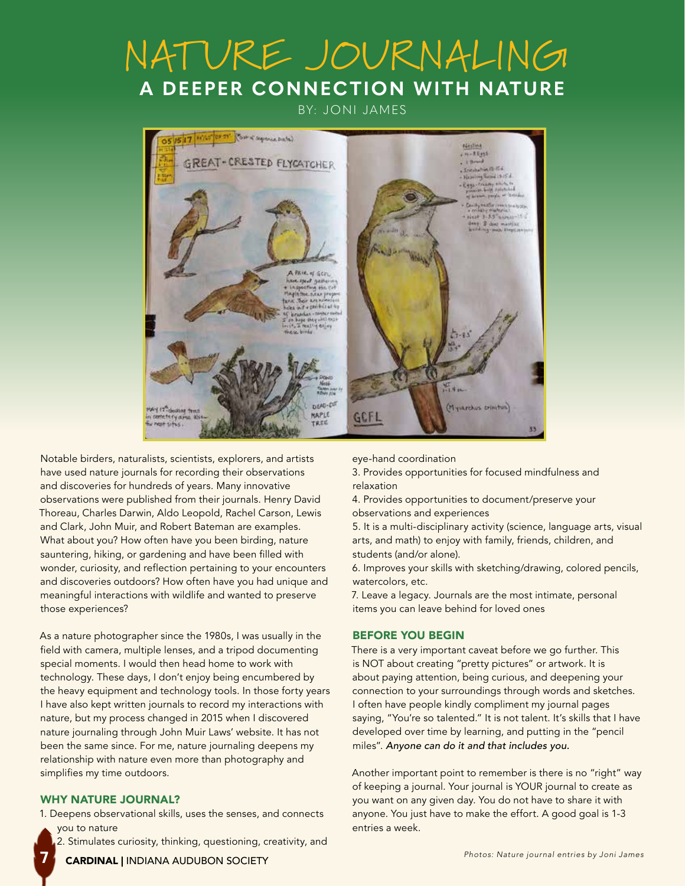# NATURE JOURNALING

## A DEEPER CONNECTION WITH NATURE

BY: JONI JAMES

Notable birders, naturalists, scientists, explorers, and artists have used nature journals for recording their observations and discoveries for hundreds of years. Many innovative observations were published from their journals. Henry David Thoreau, Charles Darwin, Aldo Leopold, Rachel Carson, Lewis and Clark, John Muir, and Robert Bateman are examples. What about you? How often have you been birding, nature sauntering, hiking, or gardening and have been filled with wonder, curiosity, and reflection pertaining to your encounters and discoveries outdoors? How often have you had unique and meaningful interactions with wildlife and wanted to preserve those experiences?

As a nature photographer since the 1980s, I was usually in the field with camera, multiple lenses, and a tripod documenting special moments. I would then head home to work with technology. These days, I don't enjoy being encumbered by the heavy equipment and technology tools. In those forty years I have also kept written journals to record my interactions with nature, but my process changed in 2015 when I discovered nature journaling through John Muir Laws' website. It has not been the same since. For me, nature journaling deepens my relationship with nature even more than photography and simplifies my time outdoors.

### WHY NATURE JOURNAL?

1. Deepens observational skills, uses the senses, and connects you to nature
2. Stimulates curiosity, thinking, questioning, creativity, and eye-hand coordination
3. Provides opportunities for focused mindfulness and relaxation
4. Provides opportunities to document/preserve your observations and experiences
5. It is a multi-disciplinary activity (science, language arts, visual arts, and math) to enjoy with family, friends, children, and students (and/or alone).
6. Improves your skills with sketching/drawing, colored pencils, watercolors, etc.
7. Leave a legacy. Journals are the most intimate, personal items you can leave behind for loved ones

### BEFORE YOU BEGIN

There is a very important caveat before we go further. This is NOT about creating "pretty pictures" or artwork. It is about paying attention, being curious, and deepening your connection to your surroundings through words and sketches. I often have people kindly compliment my journal pages saying, "You're so talented." It is not talent. It's skills that I have developed over time by learning, and putting in the "pencil miles". *Anyone can do it and that includes you.*

Another important point to remember is there is no "right" way of keeping a journal. Your journal is YOUR journal to create as you want on any given day. You do not have to share it with anyone. You just have to make the effort. A good goal is 1-3 entries a week.

*Photos: Nature journal entries by Joni James*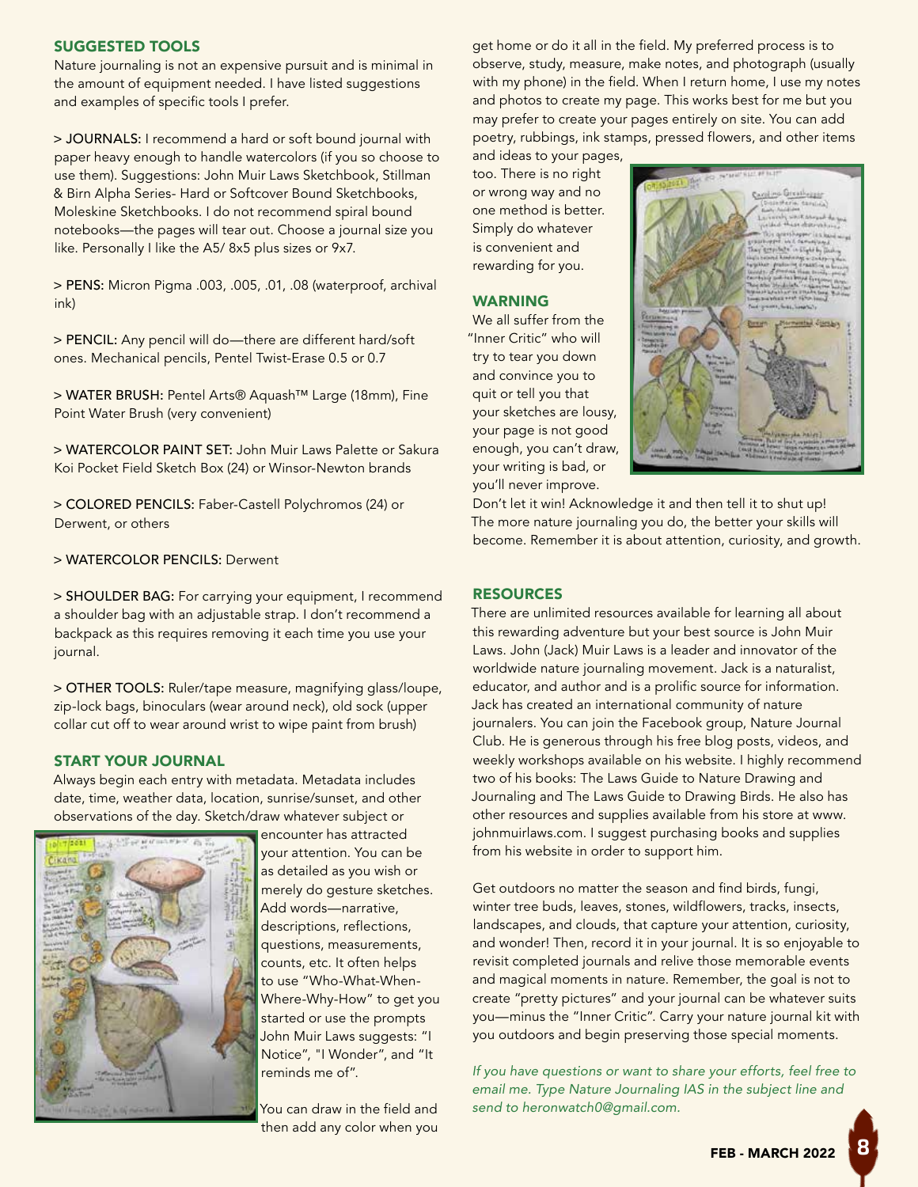## SUGGESTED TOOLS

Nature journaling is not an expensive pursuit and is minimal in the amount of equipment needed. I have listed suggestions and examples of specific tools I prefer.

> **JOURNALS:** I recommend a hard or soft bound journal with paper heavy enough to handle watercolors (if you so choose to use them). Suggestions: John Muir Laws Sketchbook, Stillman & Birn Alpha Series- Hard or Softcover Bound Sketchbooks, Moleskine Sketchbooks. I do not recommend spiral bound notebooks—the pages will tear out. Choose a journal size you like. Personally I like the A5/ 8x5 plus sizes or 9x7.

> **PENS:** Micron Pigma .003, .005, .01, .08 (waterproof, archival ink)

> **PENCIL:** Any pencil will do—there are different hard/soft ones. Mechanical pencils, Pentel Twist-Erase 0.5 or 0.7

> **WATER BRUSH:** Pentel Arts® Aquash™ Large (18mm), Fine Point Water Brush (very convenient)

> **WATERCOLOR PAINT SET:** John Muir Laws Palette or Sakura Koi Pocket Field Sketch Box (24) or Winsor-Newton brands

> **COLORED PENCILS:** Faber-Castell Polychromos (24) or Derwent, or others

> **WATERCOLOR PENCILS:** Derwent

> **SHOULDER BAG:** For carrying your equipment, I recommend a shoulder bag with an adjustable strap. I don't recommend a backpack as this requires removing it each time you use your journal.

> **OTHER TOOLS:** Ruler/tape measure, magnifying glass/loupe, zip-lock bags, binoculars (wear around neck), old sock (upper collar cut off to wear around wrist to wipe paint from brush)

## START YOUR JOURNAL

Always begin each entry with metadata. Metadata includes date, time, weather data, location, sunrise/sunset, and other observations of the day. Sketch/draw whatever subject or encounter has attracted your attention. You can be as detailed as you wish or merely do gesture sketches. Add words—narrative, descriptions, reflections, questions, measurements, counts, etc. It often helps to use "Who-What-When-Where-Why-How" to get you started or use the prompts John Muir Laws suggests: "I Notice", "I Wonder", and "It reminds me of".

You can draw in the field and then add any color when you get home or do it all in the field. My preferred process is to observe, study, measure, make notes, and photograph (usually with my phone) in the field. When I return home, I use my notes and photos to create my page. This works best for me but you may prefer to create your pages entirely on site. You can add poetry, rubbings, ink stamps, pressed flowers, and other items and ideas to your pages, too. There is no right or wrong way and no one method is better. Simply do whatever is convenient and rewarding for you.

## WARNING

We all suffer from the "Inner Critic" who will try to tear you down and convince you to quit or tell you that your sketches are lousy, your page is not good enough, you can't draw, your writing is bad, or you'll never improve.

Don't let it win! Acknowledge it and then tell it to shut up! The more nature journaling you do, the better your skills will become. Remember it is about attention, curiosity, and growth.

## RESOURCES

There are unlimited resources available for learning all about this rewarding adventure but your best source is John Muir Laws. John (Jack) Muir Laws is a leader and innovator of the worldwide nature journaling movement. Jack is a naturalist, educator, and author and is a prolific source for information. Jack has created an international community of nature journalers. You can join the Facebook group, Nature Journal Club. He is generous through his free blog posts, videos, and weekly workshops available on his website. I highly recommend two of his books: The Laws Guide to Nature Drawing and Journaling and The Laws Guide to Drawing Birds. He also has other resources and supplies available from his store at www.johnmuirlaws.com. I suggest purchasing books and supplies from his website in order to support him.

Get outdoors no matter the season and find birds, fungi, winter tree buds, leaves, stones, wildflowers, tracks, insects, landscapes, and clouds, that capture your attention, curiosity, and wonder! Then, record it in your journal. It is so enjoyable to revisit completed journals and relive those memorable events and magical moments in nature. Remember, the goal is not to create "pretty pictures" and your journal can be whatever suits you—minus the "Inner Critic". Carry your nature journal kit with you outdoors and begin preserving those special moments.

*If you have questions or want to share your efforts, feel free to email me. Type Nature Journaling IAS in the subject line and send to heronwatch0@gmail.com.*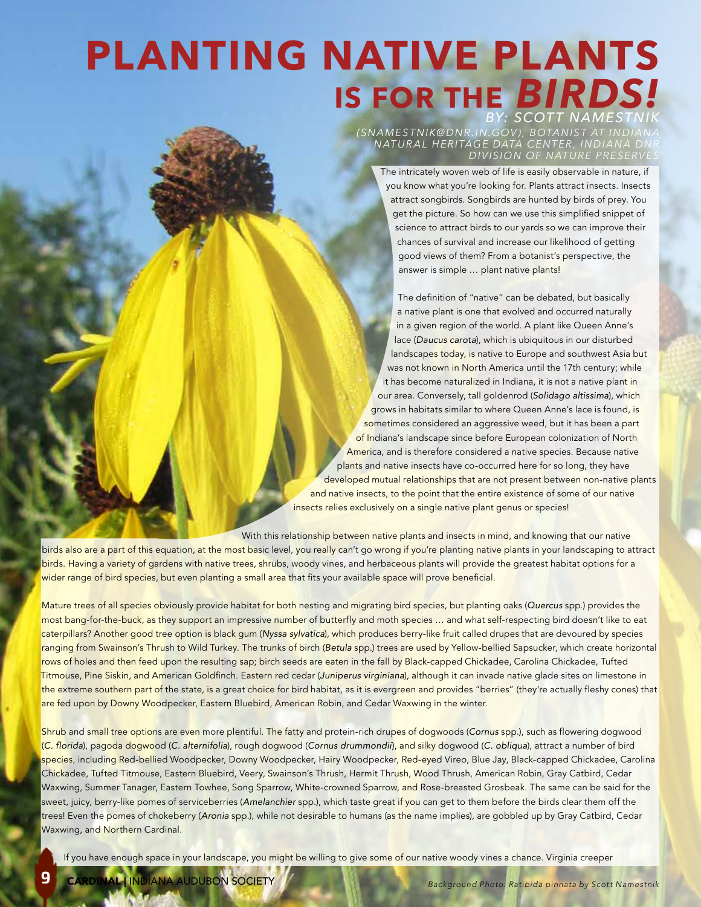# PLANTING NATIVE PLANTS IS FOR THE *BIRDS!*

*BY: SCOTT NAMESTNIK (SNAMESTNIK@DNR.IN.GOV), BOTANIST AT INDIANA NATURAL HERITAGE DATA CENTER, INDIANA DNR DIVISION OF NATURE PRESERVES*

The intricately woven web of life is easily observable in nature, if you know what you're looking for. Plants attract insects. Insects attract songbirds. Songbirds are hunted by birds of prey. You get the picture. So how can we use this simplified snippet of science to attract birds to our yards so we can improve their chances of survival and increase our likelihood of getting good views of them? From a botanist's perspective, the answer is simple … plant native plants!

The definition of "native" can be debated, but basically a native plant is one that evolved and occurred naturally in a given region of the world. A plant like Queen Anne's lace (*Daucus carota*), which is ubiquitous in our disturbed landscapes today, is native to Europe and southwest Asia but was not known in North America until the 17th century; while it has become naturalized in Indiana, it is not a native plant in our area. Conversely, tall goldenrod (*Solidago altissima*), which grows in habitats similar to where Queen Anne's lace is found, is sometimes considered an aggressive weed, but it has been a part of Indiana's landscape since before European colonization of North America, and is therefore considered a native species. Because native plants and native insects have co-occurred here for so long, they have developed mutual relationships that are not present between non-native plants and native insects, to the point that the entire existence of some of our native insects relies exclusively on a single native plant genus or species!

With this relationship between native plants and insects in mind, and knowing that our native birds also are a part of this equation, at the most basic level, you really can't go wrong if you're planting native plants in your landscaping to attract birds. Having a variety of gardens with native trees, shrubs, woody vines, and herbaceous plants will provide the greatest habitat options for a wider range of bird species, but even planting a small area that fits your available space will prove beneficial.

Mature trees of all species obviously provide habitat for both nesting and migrating bird species, but planting oaks (*Quercus* spp.) provides the most bang-for-the-buck, as they support an impressive number of butterfly and moth species … and what self-respecting bird doesn't like to eat caterpillars? Another good tree option is black gum (*Nyssa sylvatica*), which produces berry-like fruit called drupes that are devoured by species ranging from Swainson's Thrush to Wild Turkey. The trunks of birch (*Betula* spp.) trees are used by Yellow-bellied Sapsucker, which create horizontal rows of holes and then feed upon the resulting sap; birch seeds are eaten in the fall by Black-capped Chickadee, Carolina Chickadee, Tufted Titmouse, Pine Siskin, and American Goldfinch. Eastern red cedar (*Juniperus virginiana*), although it can invade native glade sites on limestone in the extreme southern part of the state, is a great choice for bird habitat, as it is evergreen and provides "berries" (they're actually fleshy cones) that are fed upon by Downy Woodpecker, Eastern Bluebird, American Robin, and Cedar Waxwing in the winter.

Shrub and small tree options are even more plentiful. The fatty and protein-rich drupes of dogwoods (*Cornus* spp.), such as flowering dogwood (*C. florida*), pagoda dogwood (*C. alternifolia*), rough dogwood (*Cornus drummondii*), and silky dogwood (*C. obliqua*), attract a number of bird species, including Red-bellied Woodpecker, Downy Woodpecker, Hairy Woodpecker, Red-eyed Vireo, Blue Jay, Black-capped Chickadee, Carolina Chickadee, Tufted Titmouse, Eastern Bluebird, Veery, Swainson's Thrush, Hermit Thrush, Wood Thrush, American Robin, Gray Catbird, Cedar Waxwing, Summer Tanager, Eastern Towhee, Song Sparrow, White-crowned Sparrow, and Rose-breasted Grosbeak. The same can be said for the sweet, juicy, berry-like pomes of serviceberries (*Amelanchier* spp.), which taste great if you can get to them before the birds clear them off the trees! Even the pomes of chokeberry (*Aronia* spp.), while not desirable to humans (as the name implies), are gobbled up by Gray Catbird, Cedar Waxwing, and Northern Cardinal.

If you have enough space in your landscape, you might be willing to give some of our native woody vines a chance. Virginia creeper

*Background Photo: Ratibida pinnata by Scott Namestnik*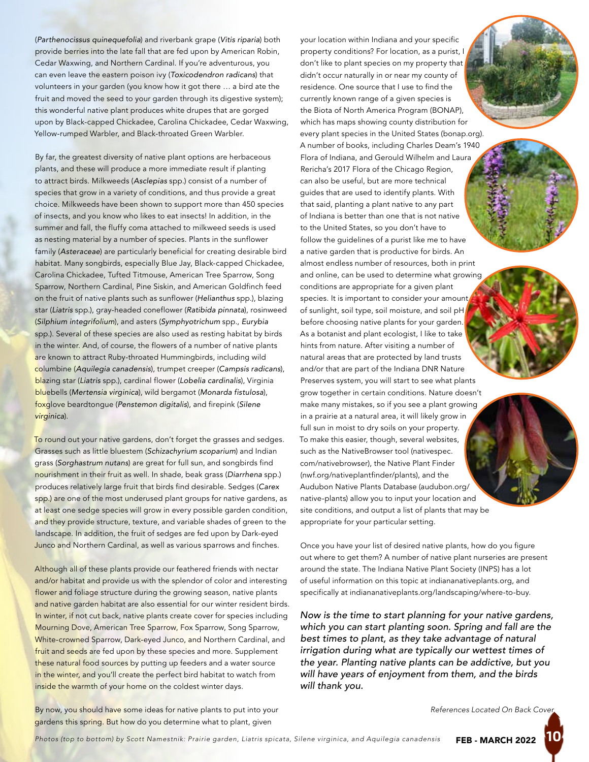(*Parthenocissus quinquefolia*) and riverbank grape (*Vitis riparia*) both provide berries into the late fall that are fed upon by American Robin, Cedar Waxwing, and Northern Cardinal. If you're adventurous, you can even leave the eastern poison ivy (*Toxicodendron radicans*) that volunteers in your garden (you know how it got there … a bird ate the fruit and moved the seed to your garden through its digestive system); this wonderful native plant produces white drupes that are gorged upon by Black-capped Chickadee, Carolina Chickadee, Cedar Waxwing, Yellow-rumped Warbler, and Black-throated Green Warbler.

By far, the greatest diversity of native plant options are herbaceous plants, and these will produce a more immediate result if planting to attract birds. Milkweeds (*Asclepias* spp.) consist of a number of species that grow in a variety of conditions, and thus provide a great choice. Milkweeds have been shown to support more than 450 species of insects, and you know who likes to eat insects! In addition, in the summer and fall, the fluffy coma attached to milkweed seeds is used as nesting material by a number of species. Plants in the sunflower family (*Asteraceae*) are particularly beneficial for creating desirable bird habitat. Many songbirds, especially Blue Jay, Black-capped Chickadee, Carolina Chickadee, Tufted Titmouse, American Tree Sparrow, Song Sparrow, Northern Cardinal, Pine Siskin, and American Goldfinch feed on the fruit of native plants such as sunflower (*Helianthus* spp.), blazing star (*Liatris* spp.), gray-headed coneflower (*Ratibida pinnata*), rosinweed (*Silphium integrifolium*), and asters (*Symphyotrichum* spp., *Eurybia* spp.). Several of these species are also used as resting habitat by birds in the winter. And, of course, the flowers of a number of native plants are known to attract Ruby-throated Hummingbirds, including wild columbine (*Aquilegia canadensis*), trumpet creeper (*Campsis radicans*), blazing star (*Liatris* spp.), cardinal flower (*Lobelia cardinalis*), Virginia bluebells (*Mertensia virginica*), wild bergamot (*Monarda fistulosa*), foxglove beardtongue (*Penstemon digitalis*), and firepink (*Silene virginica*).

To round out your native gardens, don't forget the grasses and sedges. Grasses such as little bluestem (*Schizachyrium scoparium*) and Indian grass (*Sorghastrum nutans*) are great for full sun, and songbirds find nourishment in their fruit as well. In shade, beak grass (*Diarrhena* spp.) produces relatively large fruit that birds find desirable. Sedges (*Carex* spp.) are one of the most underused plant groups for native gardens, as at least one sedge species will grow in every possible garden condition, and they provide structure, texture, and variable shades of green to the landscape. In addition, the fruit of sedges are fed upon by Dark-eyed Junco and Northern Cardinal, as well as various sparrows and finches.

Although all of these plants provide our feathered friends with nectar and/or habitat and provide us with the splendor of color and interesting flower and foliage structure during the growing season, native plants and native garden habitat are also essential for our winter resident birds. In winter, if not cut back, native plants create cover for species including Mourning Dove, American Tree Sparrow, Fox Sparrow, Song Sparrow, White-crowned Sparrow, Dark-eyed Junco, and Northern Cardinal, and fruit and seeds are fed upon by these species and more. Supplement these natural food sources by putting up feeders and a water source in the winter, and you'll create the perfect bird habitat to watch from inside the warmth of your home on the coldest winter days.

By now, you should have some ideas for native plants to put into your gardens this spring. But how do you determine what to plant, given your location within Indiana and your specific property conditions? For location, as a purist, I don't like to plant species on my property that didn't occur naturally in or near my county of residence. One source that I use to find the currently known range of a given species is the Biota of North America Program (BONAP), which has maps showing county distribution for every plant species in the United States (bonap.org). A number of books, including Charles Deam's 1940 Flora of Indiana, and Gerould Wilhelm and Laura Rericha's 2017 Flora of the Chicago Region, can also be useful, but are more technical guides that are used to identify plants. With that said, planting a plant native to any part of Indiana is better than one that is not native to the United States, so you don't have to follow the guidelines of a purist like me to have a native garden that is productive for birds. An almost endless number of resources, both in print and online, can be used to determine what growing conditions are appropriate for a given plant species. It is important to consider your amount of sunlight, soil type, soil moisture, and soil pH before choosing native plants for your garden. As a botanist and plant ecologist, I like to take hints from nature. After visiting a number of natural areas that are protected by land trusts and/or that are part of the Indiana DNR Nature Preserves system, you will start to see what plants grow together in certain conditions. Nature doesn't make many mistakes, so if you see a plant growing in a prairie at a natural area, it will likely grow in full sun in moist to dry soils on your property. To make this easier, though, several websites, such as the NativeBrowser tool (nativespec.com/nativebrowser), the Native Plant Finder (nwf.org/nativeplantfinder/plants), and the Audubon Native Plants Database (audubon.org/native-plants) allow you to input your location and site conditions, and output a list of plants that may be appropriate for your particular setting.

Once you have your list of desired native plants, how do you figure out where to get them? A number of native plant nurseries are present around the state. The Indiana Native Plant Society (INPS) has a lot of useful information on this topic at indiananativeplants.org, and specifically at indiananativeplants.org/landscaping/where-to-buy.

*Now is the time to start planning for your native gardens, which you can start planting soon. Spring and fall are the best times to plant, as they take advantage of natural irrigation during what are typically our wettest times of the year. Planting native plants can be addictive, but you will have years of enjoyment from them, and the birds will thank you.*

*References Located On Back Cover*

*Photos (top to bottom) by Scott Namestnik: Prairie garden, Liatris spicata, Silene virginica, and Aquilegia canadensis*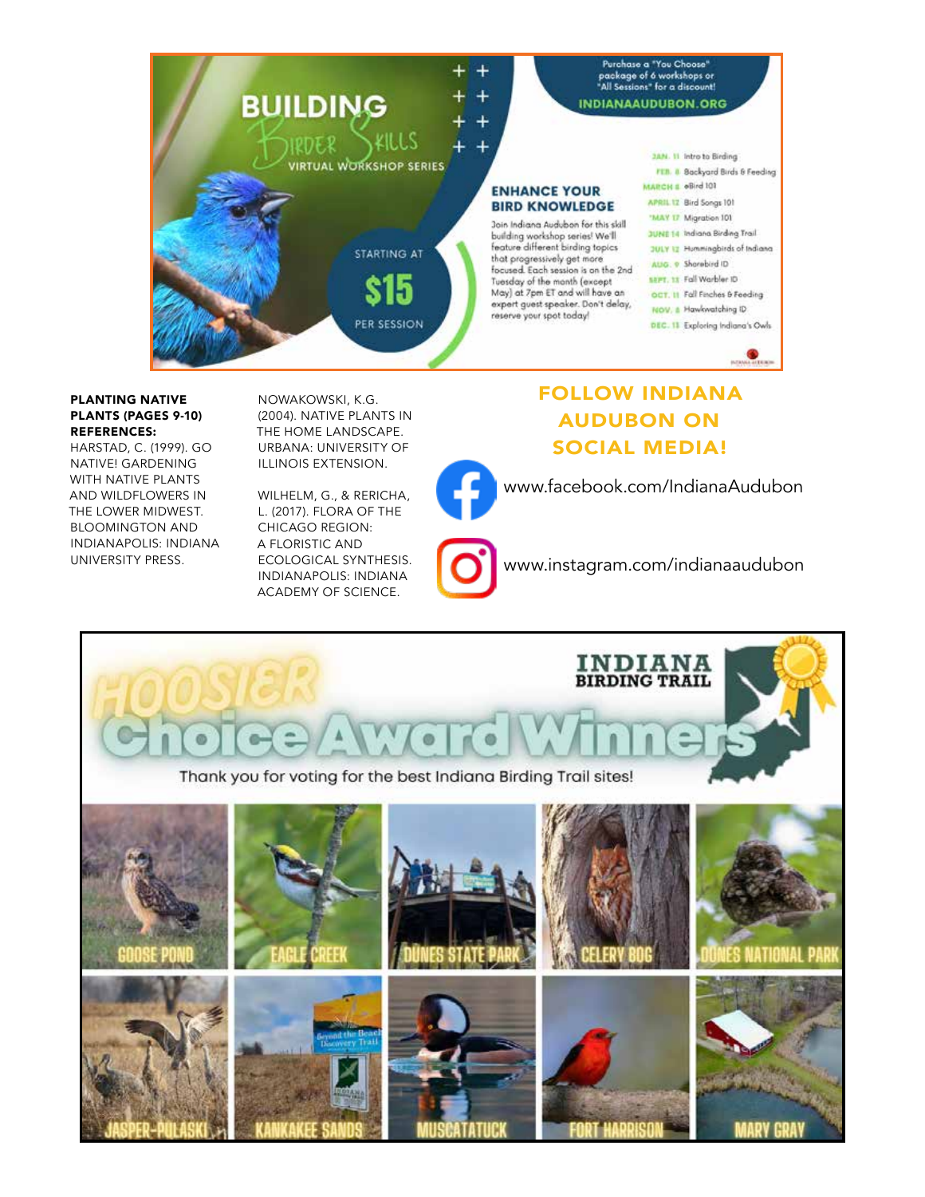# BUILDING BIRDER SKILLS

VIRTUAL WORKSHOP SERIES

STARTING AT **$15** PER SESSION

Purchase a "You Choose" package of 6 workshops or "All Sessions" for a discount!

INDIANAAUDUBON.ORG

## ENHANCE YOUR BIRD KNOWLEDGE

Join Indiana Audubon for this skill building workshop series! We'll feature different birding topics that progressively get more focused. Each session is on the 2nd Tuesday of the month (except May) at 7pm ET and will have an expert guest speaker. Don't delay, reserve your spot today!

- JAN. 11 Intro to Birding
- FEB. 8 Backyard Birds & Feeding
- MARCH 8 eBird 101
- APRIL 12 Bird Songs 101
- MAY 17 Migration 101
- JUNE 14 Indiana Birding Trail
- JULY 12 Hummingbirds of Indiana
- AUG. 9 Shorebird ID
- SEPT. 13 Fall Warbler ID
- OCT. 11 Fall Finches & Feeding
- NOV. 8 Hawkwatching ID
- DEC. 13 Exploring Indiana's Owls

**PLANTING NATIVE PLANTS (PAGES 9-10) REFERENCES:**

HARSTAD, C. (1999). GO NATIVE! GARDENING WITH NATIVE PLANTS AND WILDFLOWERS IN THE LOWER MIDWEST. BLOOMINGTON AND INDIANAPOLIS: INDIANA UNIVERSITY PRESS.

NOWAKOWSKI, K.G. (2004). NATIVE PLANTS IN THE HOME LANDSCAPE. URBANA: UNIVERSITY OF ILLINOIS EXTENSION.

WILHELM, G., & RERICHA, L. (2017). FLORA OF THE CHICAGO REGION: A FLORISTIC AND ECOLOGICAL SYNTHESIS. INDIANAPOLIS: INDIANA ACADEMY OF SCIENCE.

## FOLLOW INDIANA AUDUBON ON SOCIAL MEDIA!

www.facebook.com/IndianaAudubon

www.instagram.com/indianaaudubon

# HOOSIER Choice Award Winners

INDIANA BIRDING TRAIL

Thank you for voting for the best Indiana Birding Trail sites!

GOOSE POND · EAGLE CREEK · DUNES STATE PARK · CELERY BOG · DUNES NATIONAL PARK

JASPER-PULASKI · KANKAKEE SANDS · MUSCATATUCK · FORT HARRISON · MARY GRAY